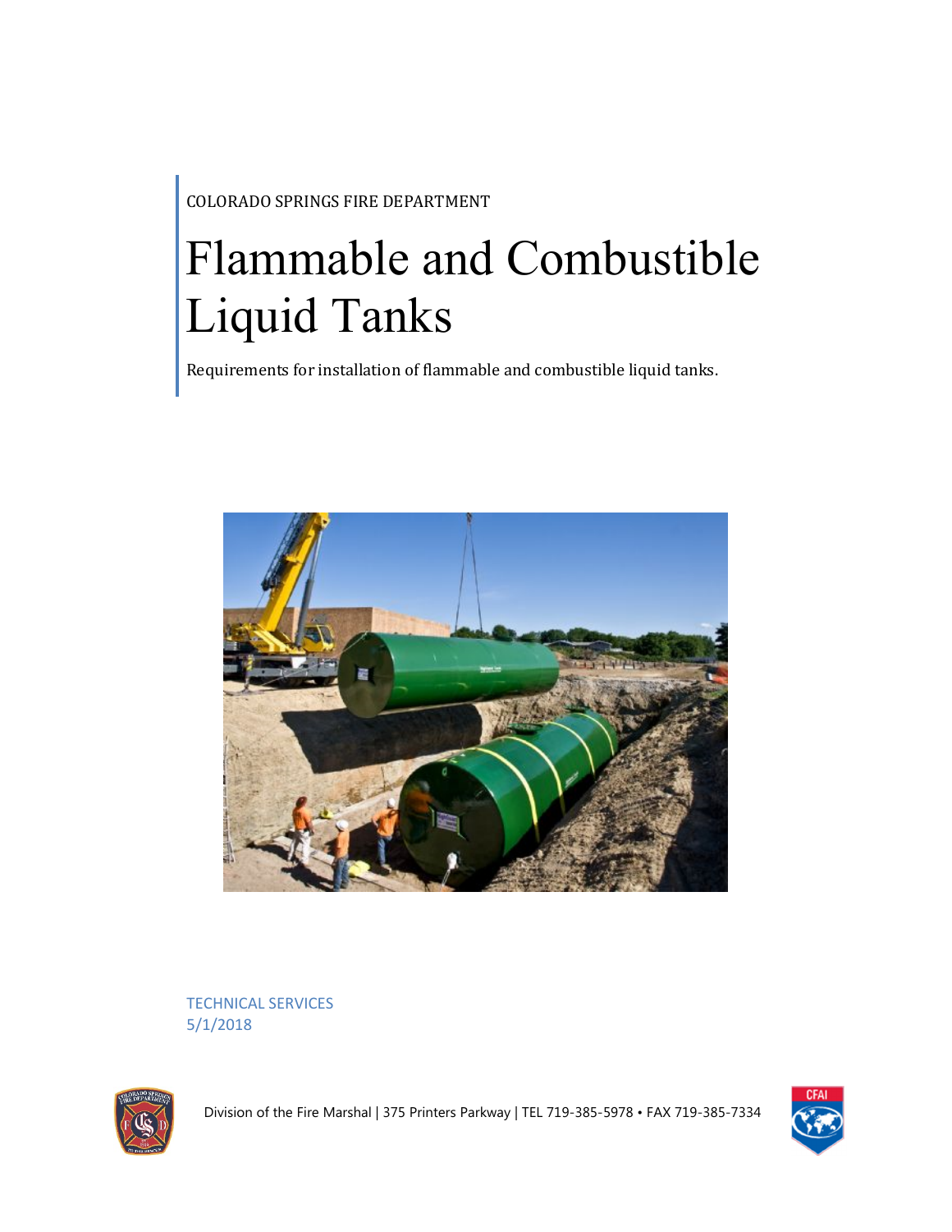COLORADO SPRINGS FIRE DEPARTMENT

# Flammable and Combustible Liquid Tanks

Requirements for installation of flammable and combustible liquid tanks.

TECHNICAL SERVICES
5/1/2018

Division of the Fire Marshal | 375 Printers Parkway | TEL 719-385-5978 • FAX 719-385-7334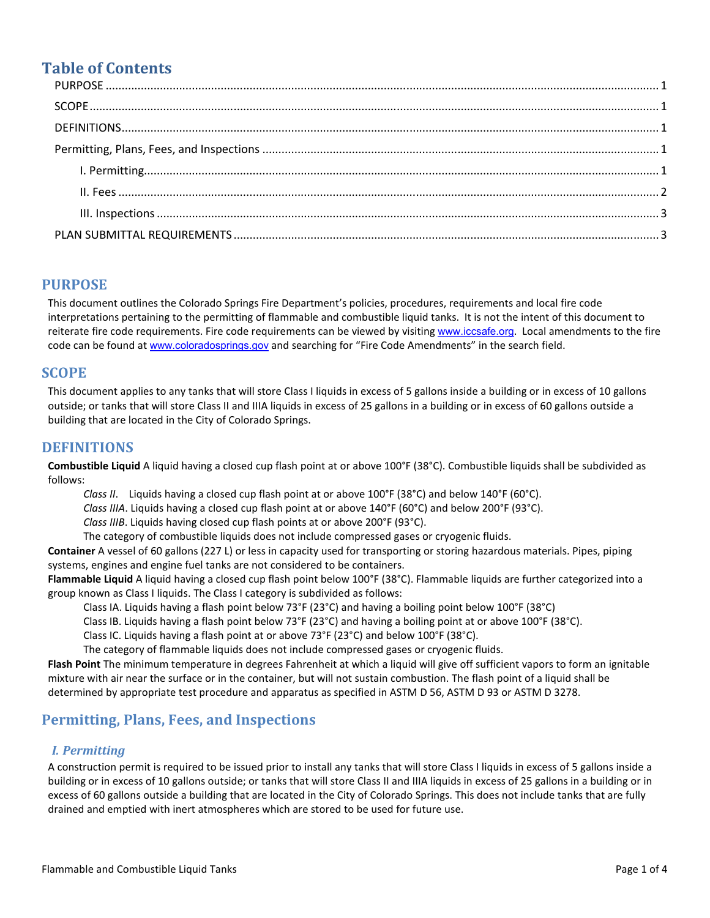# Table of Contents

PURPOSE ........................................................................................................................................................ 1

SCOPE ............................................................................................................................................................ 1

DEFINITIONS .................................................................................................................................................. 1

Permitting, Plans, Fees, and Inspections ......................................................................................................... 1

- I. Permitting ................................................................................................................................................ 1
- II. Fees ........................................................................................................................................................ 2
- III. Inspections ............................................................................................................................................ 3

PLAN SUBMITTAL REQUIREMENTS ................................................................................................................. 3

## PURPOSE

This document outlines the Colorado Springs Fire Department's policies, procedures, requirements and local fire code interpretations pertaining to the permitting of flammable and combustible liquid tanks. It is not the intent of this document to reiterate fire code requirements. Fire code requirements can be viewed by visiting www.iccsafe.org. Local amendments to the fire code can be found at www.coloradosprings.gov and searching for "Fire Code Amendments" in the search field.

## SCOPE

This document applies to any tanks that will store Class I liquids in excess of 5 gallons inside a building or in excess of 10 gallons outside; or tanks that will store Class II and IIIA liquids in excess of 25 gallons in a building or in excess of 60 gallons outside a building that are located in the City of Colorado Springs.

## DEFINITIONS

**Combustible Liquid** A liquid having a closed cup flash point at or above 100°F (38°C). Combustible liquids shall be subdivided as follows:

*Class II*. Liquids having a closed cup flash point at or above 100°F (38°C) and below 140°F (60°C).
*Class IIIA*. Liquids having a closed cup flash point at or above 140°F (60°C) and below 200°F (93°C).
*Class IIIB*. Liquids having closed cup flash points at or above 200°F (93°C).
The category of combustible liquids does not include compressed gases or cryogenic fluids.

**Container** A vessel of 60 gallons (227 L) or less in capacity used for transporting or storing hazardous materials. Pipes, piping systems, engines and engine fuel tanks are not considered to be containers.

**Flammable Liquid** A liquid having a closed cup flash point below 100°F (38°C). Flammable liquids are further categorized into a group known as Class I liquids. The Class I category is subdivided as follows:

Class IA. Liquids having a flash point below 73°F (23°C) and having a boiling point below 100°F (38°C)
Class IB. Liquids having a flash point below 73°F (23°C) and having a boiling point at or above 100°F (38°C).
Class IC. Liquids having a flash point at or above 73°F (23°C) and below 100°F (38°C).
The category of flammable liquids does not include compressed gases or cryogenic fluids.

**Flash Point** The minimum temperature in degrees Fahrenheit at which a liquid will give off sufficient vapors to form an ignitable mixture with air near the surface or in the container, but will not sustain combustion. The flash point of a liquid shall be determined by appropriate test procedure and apparatus as specified in ASTM D 56, ASTM D 93 or ASTM D 3278.

## Permitting, Plans, Fees, and Inspections

### *I. Permitting*

A construction permit is required to be issued prior to install any tanks that will store Class I liquids in excess of 5 gallons inside a building or in excess of 10 gallons outside; or tanks that will store Class II and IIIA liquids in excess of 25 gallons in a building or in excess of 60 gallons outside a building that are located in the City of Colorado Springs. This does not include tanks that are fully drained and emptied with inert atmospheres which are stored to be used for future use.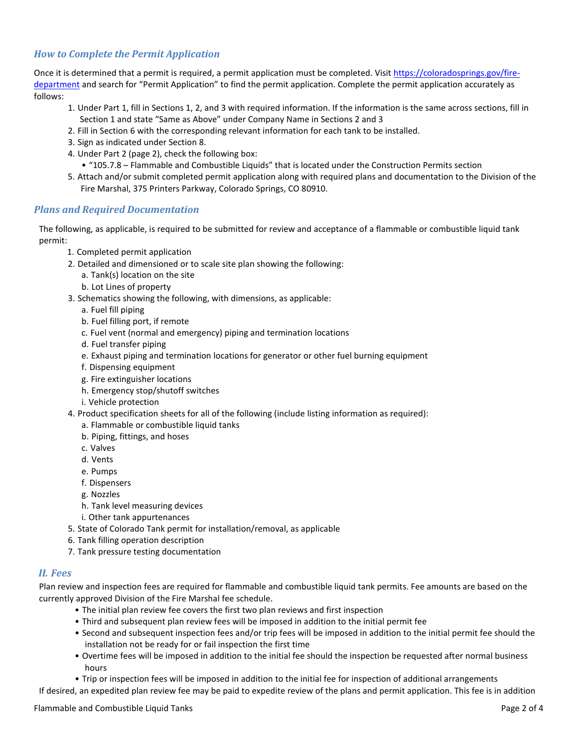### *How to Complete the Permit Application*

Once it is determined that a permit is required, a permit application must be completed. Visit [https://coloradosprings.gov/fire-department](https://coloradosprings.gov/fire-department) and search for "Permit Application" to find the permit application. Complete the permit application accurately as follows:

1. Under Part 1, fill in Sections 1, 2, and 3 with required information. If the information is the same across sections, fill in Section 1 and state "Same as Above" under Company Name in Sections 2 and 3
2. Fill in Section 6 with the corresponding relevant information for each tank to be installed.
3. Sign as indicated under Section 8.
4. Under Part 2 (page 2), check the following box:
   - "105.7.8 – Flammable and Combustible Liquids" that is located under the Construction Permits section
5. Attach and/or submit completed permit application along with required plans and documentation to the Division of the Fire Marshal, 375 Printers Parkway, Colorado Springs, CO 80910.

### *Plans and Required Documentation*

The following, as applicable, is required to be submitted for review and acceptance of a flammable or combustible liquid tank permit:

1. Completed permit application
2. Detailed and dimensioned or to scale site plan showing the following:
   a. Tank(s) location on the site
   b. Lot Lines of property
3. Schematics showing the following, with dimensions, as applicable:
   a. Fuel fill piping
   b. Fuel filling port, if remote
   c. Fuel vent (normal and emergency) piping and termination locations
   d. Fuel transfer piping
   e. Exhaust piping and termination locations for generator or other fuel burning equipment
   f. Dispensing equipment
   g. Fire extinguisher locations
   h. Emergency stop/shutoff switches
   i. Vehicle protection
4. Product specification sheets for all of the following (include listing information as required):
   a. Flammable or combustible liquid tanks
   b. Piping, fittings, and hoses
   c. Valves
   d. Vents
   e. Pumps
   f. Dispensers
   g. Nozzles
   h. Tank level measuring devices
   i. Other tank appurtenances
5. State of Colorado Tank permit for installation/removal, as applicable
6. Tank filling operation description
7. Tank pressure testing documentation

## *II. Fees*

Plan review and inspection fees are required for flammable and combustible liquid tank permits. Fee amounts are based on the currently approved Division of the Fire Marshal fee schedule.

- The initial plan review fee covers the first two plan reviews and first inspection
- Third and subsequent plan review fees will be imposed in addition to the initial permit fee
- Second and subsequent inspection fees and/or trip fees will be imposed in addition to the initial permit fee should the installation not be ready for or fail inspection the first time
- Overtime fees will be imposed in addition to the initial fee should the inspection be requested after normal business hours
- Trip or inspection fees will be imposed in addition to the initial fee for inspection of additional arrangements

If desired, an expedited plan review fee may be paid to expedite review of the plans and permit application. This fee is in addition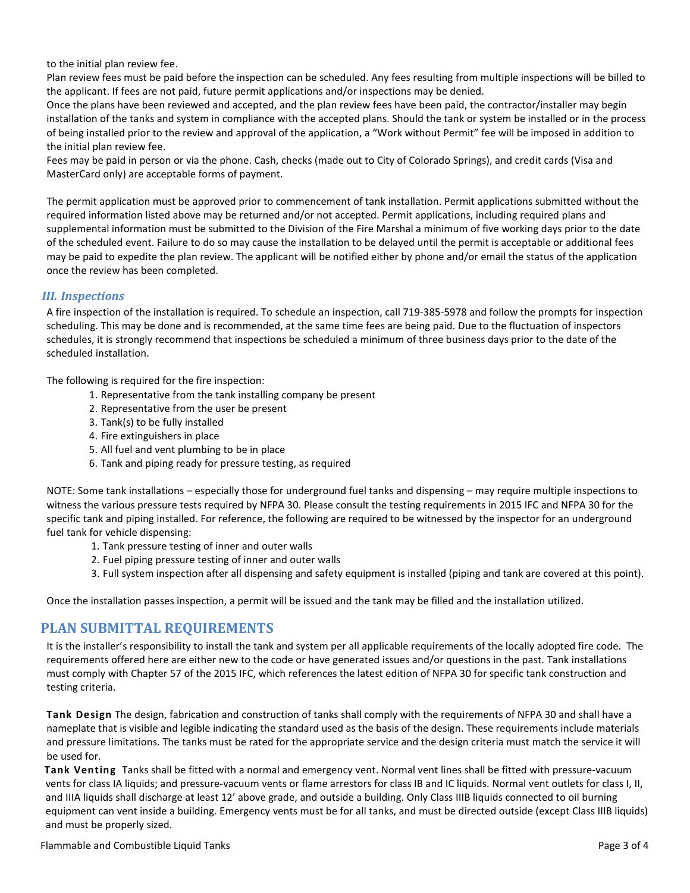to the initial plan review fee.

Plan review fees must be paid before the inspection can be scheduled. Any fees resulting from multiple inspections will be billed to the applicant. If fees are not paid, future permit applications and/or inspections may be denied.

Once the plans have been reviewed and accepted, and the plan review fees have been paid, the contractor/installer may begin installation of the tanks and system in compliance with the accepted plans. Should the tank or system be installed or in the process of being installed prior to the review and approval of the application, a "Work without Permit" fee will be imposed in addition to the initial plan review fee.

Fees may be paid in person or via the phone. Cash, checks (made out to City of Colorado Springs), and credit cards (Visa and MasterCard only) are acceptable forms of payment.

The permit application must be approved prior to commencement of tank installation. Permit applications submitted without the required information listed above may be returned and/or not accepted. Permit applications, including required plans and supplemental information must be submitted to the Division of the Fire Marshal a minimum of five working days prior to the date of the scheduled event. Failure to do so may cause the installation to be delayed until the permit is acceptable or additional fees may be paid to expedite the plan review. The applicant will be notified either by phone and/or email the status of the application once the review has been completed.

### *III. Inspections*

A fire inspection of the installation is required. To schedule an inspection, call 719-385-5978 and follow the prompts for inspection scheduling. This may be done and is recommended, at the same time fees are being paid. Due to the fluctuation of inspectors schedules, it is strongly recommend that inspections be scheduled a minimum of three business days prior to the date of the scheduled installation.

The following is required for the fire inspection:

1. Representative from the tank installing company be present
2. Representative from the user be present
3. Tank(s) to be fully installed
4. Fire extinguishers in place
5. All fuel and vent plumbing to be in place
6. Tank and piping ready for pressure testing, as required

NOTE: Some tank installations – especially those for underground fuel tanks and dispensing – may require multiple inspections to witness the various pressure tests required by NFPA 30. Please consult the testing requirements in 2015 IFC and NFPA 30 for the specific tank and piping installed. For reference, the following are required to be witnessed by the inspector for an underground fuel tank for vehicle dispensing:

1. Tank pressure testing of inner and outer walls
2. Fuel piping pressure testing of inner and outer walls
3. Full system inspection after all dispensing and safety equipment is installed (piping and tank are covered at this point).

Once the installation passes inspection, a permit will be issued and the tank may be filled and the installation utilized.

## PLAN SUBMITTAL REQUIREMENTS

It is the installer's responsibility to install the tank and system per all applicable requirements of the locally adopted fire code. The requirements offered here are either new to the code or have generated issues and/or questions in the past. Tank installations must comply with Chapter 57 of the 2015 IFC, which references the latest edition of NFPA 30 for specific tank construction and testing criteria.

**Tank Design** The design, fabrication and construction of tanks shall comply with the requirements of NFPA 30 and shall have a nameplate that is visible and legible indicating the standard used as the basis of the design. These requirements include materials and pressure limitations. The tanks must be rated for the appropriate service and the design criteria must match the service it will be used for.

**Tank Venting** Tanks shall be fitted with a normal and emergency vent. Normal vent lines shall be fitted with pressure-vacuum vents for class IA liquids; and pressure-vacuum vents or flame arrestors for class IB and IC liquids. Normal vent outlets for class I, II, and IIIA liquids shall discharge at least 12' above grade, and outside a building. Only Class IIIB liquids connected to oil burning equipment can vent inside a building. Emergency vents must be for all tanks, and must be directed outside (except Class IIIB liquids) and must be properly sized.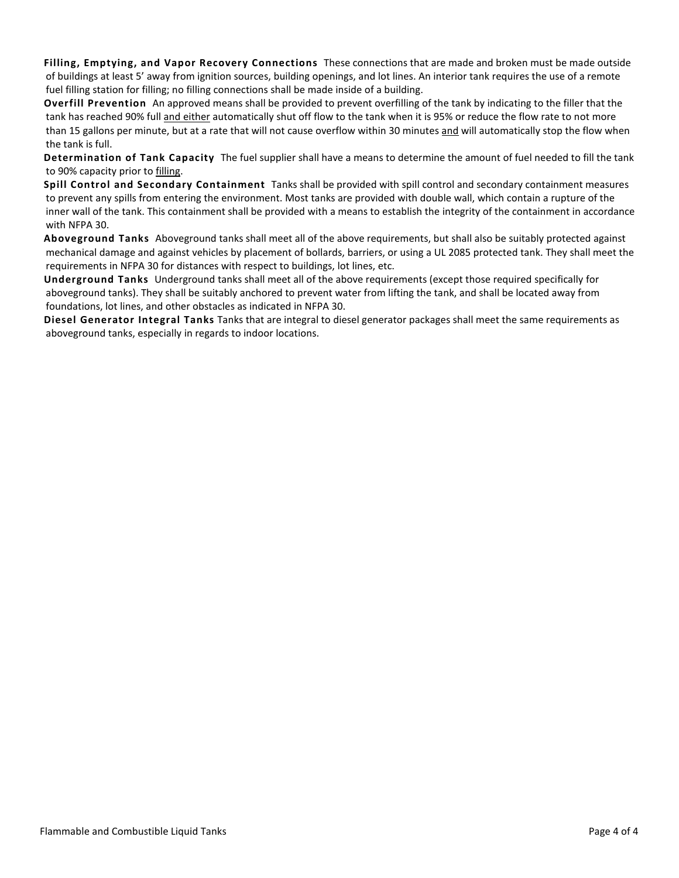**Filling, Emptying, and Vapor Recovery Connections** These connections that are made and broken must be made outside of buildings at least 5' away from ignition sources, building openings, and lot lines. An interior tank requires the use of a remote fuel filling station for filling; no filling connections shall be made inside of a building.

**Overfill Prevention** An approved means shall be provided to prevent overfilling of the tank by indicating to the filler that the tank has reached 90% full <u>and either</u> automatically shut off flow to the tank when it is 95% or reduce the flow rate to not more than 15 gallons per minute, but at a rate that will not cause overflow within 30 minutes <u>and</u> will automatically stop the flow when the tank is full.

**Determination of Tank Capacity** The fuel supplier shall have a means to determine the amount of fuel needed to fill the tank to 90% capacity prior to <u>filling</u>.

**Spill Control and Secondary Containment** Tanks shall be provided with spill control and secondary containment measures to prevent any spills from entering the environment. Most tanks are provided with double wall, which contain a rupture of the inner wall of the tank. This containment shall be provided with a means to establish the integrity of the containment in accordance with NFPA 30.

**Aboveground Tanks** Aboveground tanks shall meet all of the above requirements, but shall also be suitably protected against mechanical damage and against vehicles by placement of bollards, barriers, or using a UL 2085 protected tank. They shall meet the requirements in NFPA 30 for distances with respect to buildings, lot lines, etc.

**Underground Tanks** Underground tanks shall meet all of the above requirements (except those required specifically for aboveground tanks). They shall be suitably anchored to prevent water from lifting the tank, and shall be located away from foundations, lot lines, and other obstacles as indicated in NFPA 30.

**Diesel Generator Integral Tanks** Tanks that are integral to diesel generator packages shall meet the same requirements as aboveground tanks, especially in regards to indoor locations.